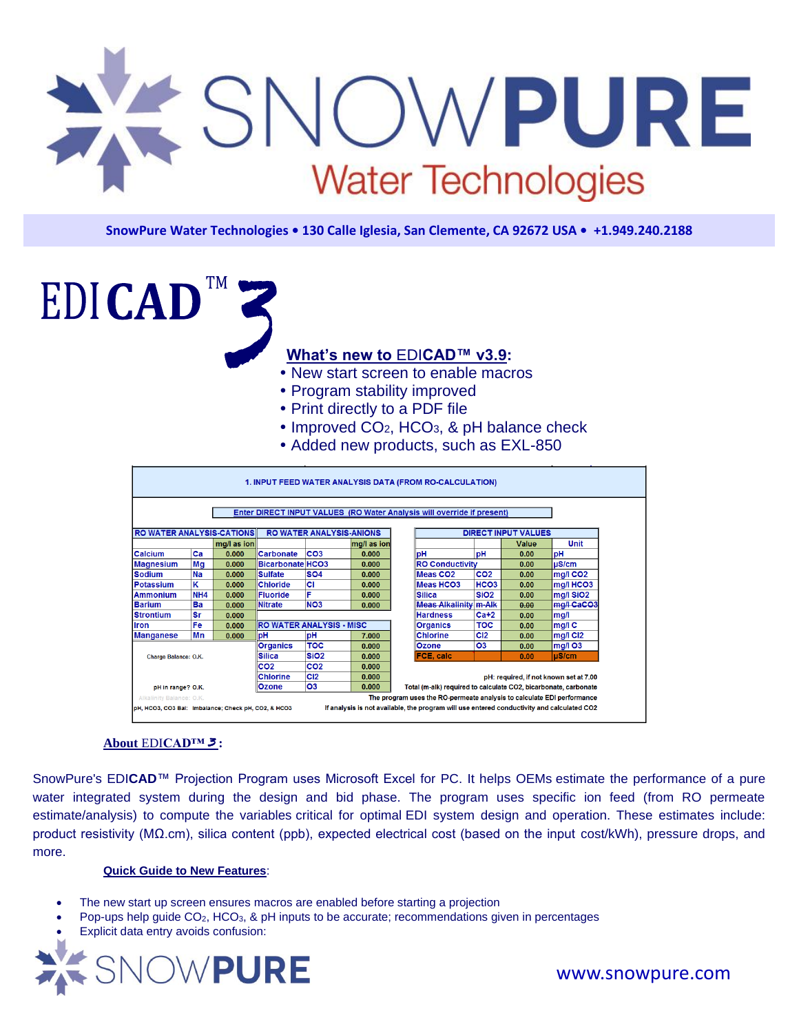# SNOWPURE Water Technologies

**SnowPure Water Technologies • 130 Calle Iglesia, San Clemente, CA 92672 USA • +1.949.240.2188**

# EDI**CAD**™ 3

**What's new to EDICAD™ v3.9:**

- New start screen to enable macros
- Program stability improved
- Print directly to a PDF file
- Improved $CO_2$, $HCO_3$, & pH balance check
- Added new products, such as EXL-850

**1. INPUT FEED WATER ANALYSIS DATA (FROM RO-CALCULATION)**

Enter DIRECT INPUT VALUES (RO Water Analysis will override if present)

| RO WATER ANALYSIS-CATIONS | | |
|---|---|---|
| | | mg/l as ion |
| Calcium | Ca | 0.000 |
| Magnesium | Mg | 0.000 |
| Sodium | Na | 0.000 |
| Potassium | K | 0.000 |
| Ammonium | NH4 | 0.000 |
| Barium | Ba | 0.000 |
| Strontium | Sr | 0.000 |
| Iron | Fe | 0.000 |
| Manganese | Mn | 0.000 |

| RO WATER ANALYSIS-ANIONS | | |
|---|---|---|
| | | mg/l as ion |
| Carbonate | CO3 | 0.000 |
| Bicarbonate | HCO3 | 0.000 |
| Sulfate | SO4 | 0.000 |
| Chloride | Cl | 0.000 |
| Fluoride | F | 0.000 |
| Nitrate | NO3 | 0.000 |

| RO WATER ANALYSIS - MISC | | |
|---|---|---|
| pH | pH | 7.000 |
| Organics | TOC | 0.000 |
| Silica | SiO2 | 0.000 |
| CO2 | CO2 | 0.000 |
| Chlorine | Cl2 | 0.000 |
| Ozone | O3 | 0.000 |

| DIRECT INPUT VALUES | | | |
|---|---|---|---|
| | | Value | Unit |
| pH | pH | 0.00 | pH |
| RO Conductivity | | 0.00 | µS/cm |
| Meas CO2 | CO2 | 0.00 | mg/l CO2 |
| Meas HCO3 | HCO3 | 0.00 | mg/l HCO3 |
| Silica | SiO2 | 0.00 | mg/l SiO2 |
| ~~Meas Alkalinity~~ | ~~m-Alk~~ | ~~0.00~~ | ~~mg/l CaCO3~~ |
| Hardness | Ca+2 | 0.00 | mg/l |
| Organics | TOC | 0.00 | mg/l C |
| Chlorine | Cl2 | 0.00 | mg/l Cl2 |
| Ozone | O3 | 0.00 | mg/l O3 |
| FCE, calc | | 0.00 | µS/cm |

Charge Balance: O.K.

pH in range? O.K.

Alkalinity Balance: O.K.

pH, HCO3, CO3 Bal: Imbalance; Check pH, CO2, & HCO3

pH: required, if not known set at 7.00

Total (m-alk) required to calculate CO2, bicarbonate, carbonate

The program uses the RO-permeate analysis to calculate EDI performance

If analysis is not available, the program will use entered conductivity and calculated CO2

**About EDICAD™ 3:**

SnowPure's EDI**CAD**™ Projection Program uses Microsoft Excel for PC. It helps OEMs estimate the performance of a pure water integrated system during the design and bid phase. The program uses specific ion feed (from RO permeate estimate/analysis) to compute the variables critical for optimal EDI system design and operation. These estimates include: product resistivity (MΩ.cm), silica content (ppb), expected electrical cost (based on the input cost/kWh), pressure drops, and more.

**Quick Guide to New Features:**

- The new start up screen ensures macros are enabled before starting a projection
- Pop-ups help guide $CO_2$, $HCO_3$, & pH inputs to be accurate; recommendations given in percentages
- Explicit data entry avoids confusion:

SNOWPURE

www.snowpure.com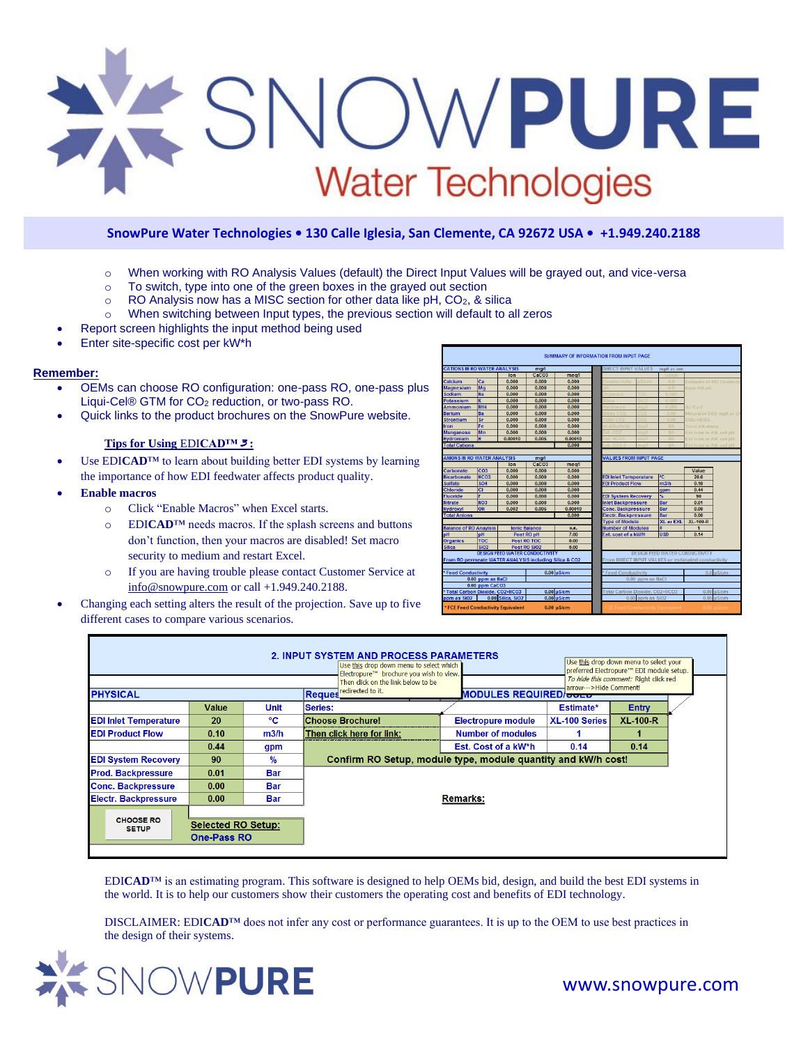# SNOWPURE Water Technologies

**SnowPure Water Technologies • 130 Calle Iglesia, San Clemente, CA 92672 USA • +1.949.240.2188**

- When working with RO Analysis Values (default) the Direct Input Values will be grayed out, and vice-versa
- To switch, type into one of the green boxes in the grayed out section
- RO Analysis now has a MISC section for other data like pH, $CO_2$, & silica
- When switching between Input types, the previous section will default to all zeros

- Report screen highlights the input method being used
- Enter site-specific cost per kW*h

**Remember:**

- OEMs can choose RO configuration: one-pass RO, one-pass plus Liqui-Cel® GTM for $CO_2$ reduction, or two-pass RO.
- Quick links to the product brochures on the SnowPure website.

**Tips for Using EDICAD™:**

- Use EDI**CAD**™ to learn about building better EDI systems by learning the importance of how EDI feedwater affects product quality.
- **Enable macros**
  - Click "Enable Macros" when Excel starts.
  - EDI**CAD**™ needs macros. If the splash screens and buttons don't function, then your macros are disabled! Set macro security to medium and restart Excel.
  - If you are having trouble please contact Customer Service at info@snowpure.com or call +1.949.240.2188.
- Changing each setting alters the result of the projection. Save up to five different cases to compare various scenarios.

SUMMARY OF INFORMATION FROM INPUT PAGE

| CATIONS IN RO WATER ANALYSIS | | Ion | CaCO3 | meq/l |
|---|---|---|---|---|
| Calcium | Ca | 0.000 | 0.000 | 0.000 |
| Magnesium | Mg | 0.000 | 0.000 | 0.000 |
| Sodium | Na | 0.000 | 0.000 | 0.000 |
| Potassium | K | 0.000 | 0.000 | 0.000 |
| Ammonium | NH4 | 0.000 | 0.000 | 0.000 |
| Barium | Ba | 0.000 | 0.000 | 0.000 |
| Strontium | Sr | 0.000 | 0.000 | 0.000 |
| Iron | Fe | 0.000 | 0.000 | 0.000 |
| Manganese | Mn | 0.000 | 0.000 | 0.000 |
| Hydronium | H | 0.00010 | 0.005 | 0.00010 |
| Total Cations | | | | 0.000 |

| ANIONS IN RO WATER ANALYSIS | | Ion | CaCO3 | meq/l |
|---|---|---|---|---|
| Carbonate | CO3 | 0.000 | 0.000 | 0.000 |
| Bicarbonate | HCO3 | 0.000 | 0.000 | 0.000 |
| Sulfate | SO4 | 0.000 | 0.000 | 0.000 |
| Chloride | Cl | 0.000 | 0.000 | 0.000 |
| Fluoride | F | 0.000 | 0.000 | 0.000 |
| Nitrate | NO3 | 0.000 | 0.000 | 0.000 |
| Hydroxyl | OH | 0.002 | 0.005 | 0.00010 |
| Total Anions | | | | 0.000 |

| VALUES FROM INPUT PAGE | | Value |
|---|---|---|
| EDI Inlet Temperature | °C | 20.0 |
| EDI Product Flow | m3/h | 0.10 |
| | gpm | 0.44 |
| EDI System Recovery | % | 90 |
| Inlet Backpressure | Bar | 0.01 |
| Conc. Backpressure | Bar | 0.00 |
| Electr. Backpressure | Bar | 0.00 |
| Type of Module | XL or EXL | XL-100-R |
| Number of Modules | # | 1 |
| Est. cost of a kW/H | USD | 0.14 |

2. INPUT SYSTEM AND PROCESS PARAMETERS

| PHYSICAL | Value | Unit |
|---|---|---|
| EDI Inlet Temperature | 20 | °C |
| EDI Product Flow | 0.10 | m3/h |
| | 0.44 | gpm |
| EDI System Recovery | 90 | % |
| Prod. Backpressure | 0.01 | Bar |
| Conc. Backpressure | 0.00 | Bar |
| Electr. Backpressure | 0.00 | Bar |

CHOOSE RO SETUP — Selected RO Setup: One-Pass RO

| MODULES REQUIRED | Estimate* | Entry |
|---|---|---|
| Electropure module | XL-100 Series | XL-100-R |
| Number of modules | 1 | 1 |
| Est. Cost of a kW*h | 0.14 | 0.14 |

Series: Choose Brochure! Then click here for link:

Confirm RO Setup, module type, module quantity and kW/h cost!

Remarks:

EDI**CAD**™ is an estimating program. This software is designed to help OEMs bid, design, and build the best EDI systems in the world. It is to help our customers show their customers the operating cost and benefits of EDI technology.

DISCLAIMER: EDI**CAD**™ does not infer any cost or performance guarantees. It is up to the OEM to use best practices in the design of their systems.

SNOWPURE www.snowpure.com